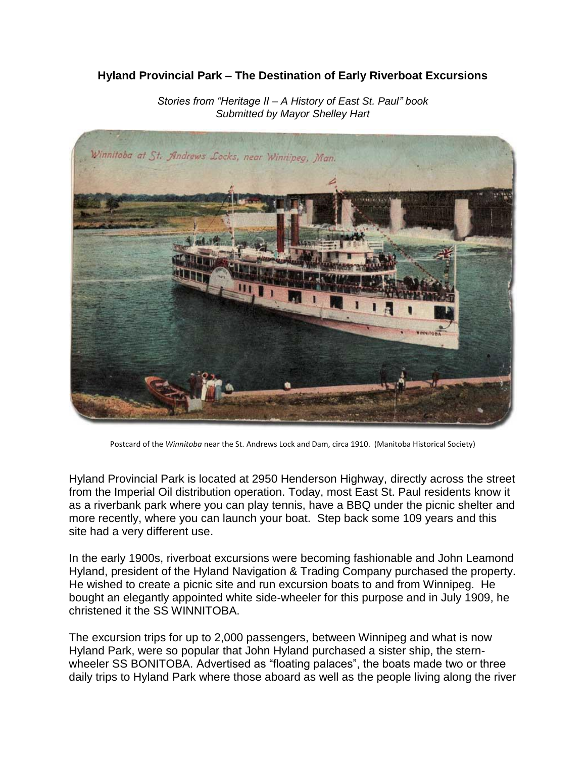# Hyland Provincial Park – The Destination of Early Riverboat Excursions

*Stories from "Heritage II – A History of East St. Paul" book*
*Submitted by Mayor Shelley Hart*

Postcard of the *Winnitoba* near the St. Andrews Lock and Dam, circa 1910. (Manitoba Historical Society)

Hyland Provincial Park is located at 2950 Henderson Highway, directly across the street from the Imperial Oil distribution operation. Today, most East St. Paul residents know it as a riverbank park where you can play tennis, have a BBQ under the picnic shelter and more recently, where you can launch your boat. Step back some 109 years and this site had a very different use.

In the early 1900s, riverboat excursions were becoming fashionable and John Leamond Hyland, president of the Hyland Navigation & Trading Company purchased the property. He wished to create a picnic site and run excursion boats to and from Winnipeg. He bought an elegantly appointed white side-wheeler for this purpose and in July 1909, he christened it the SS WINNITOBA.

The excursion trips for up to 2,000 passengers, between Winnipeg and what is now Hyland Park, were so popular that John Hyland purchased a sister ship, the stern-wheeler SS BONITOBA. Advertised as "floating palaces", the boats made two or three daily trips to Hyland Park where those aboard as well as the people living along the river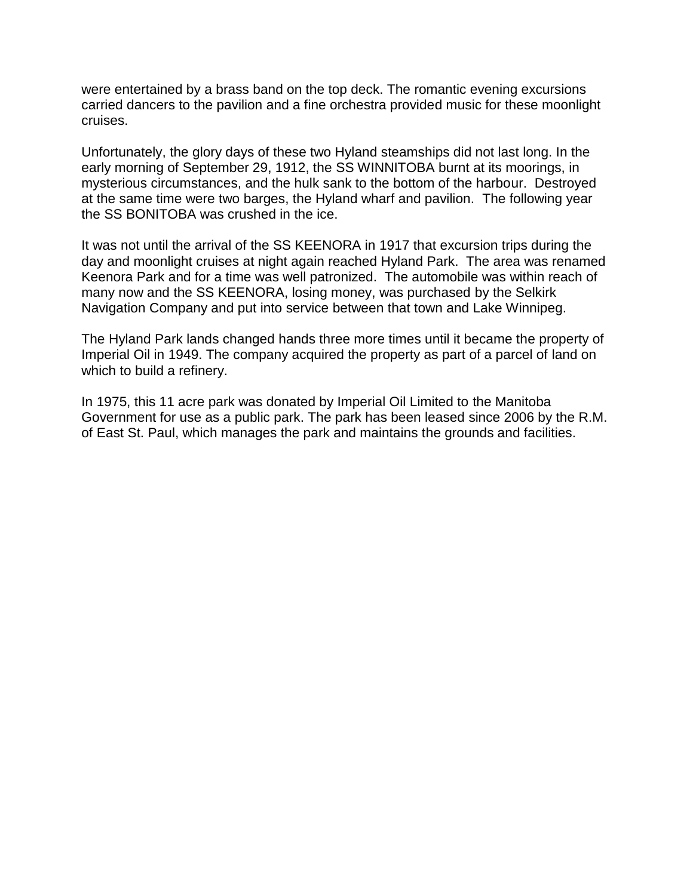were entertained by a brass band on the top deck. The romantic evening excursions carried dancers to the pavilion and a fine orchestra provided music for these moonlight cruises.

Unfortunately, the glory days of these two Hyland steamships did not last long. In the early morning of September 29, 1912, the SS WINNITOBA burnt at its moorings, in mysterious circumstances, and the hulk sank to the bottom of the harbour. Destroyed at the same time were two barges, the Hyland wharf and pavilion. The following year the SS BONITOBA was crushed in the ice.

It was not until the arrival of the SS KEENORA in 1917 that excursion trips during the day and moonlight cruises at night again reached Hyland Park. The area was renamed Keenora Park and for a time was well patronized. The automobile was within reach of many now and the SS KEENORA, losing money, was purchased by the Selkirk Navigation Company and put into service between that town and Lake Winnipeg.

The Hyland Park lands changed hands three more times until it became the property of Imperial Oil in 1949. The company acquired the property as part of a parcel of land on which to build a refinery.

In 1975, this 11 acre park was donated by Imperial Oil Limited to the Manitoba Government for use as a public park. The park has been leased since 2006 by the R.M. of East St. Paul, which manages the park and maintains the grounds and facilities.